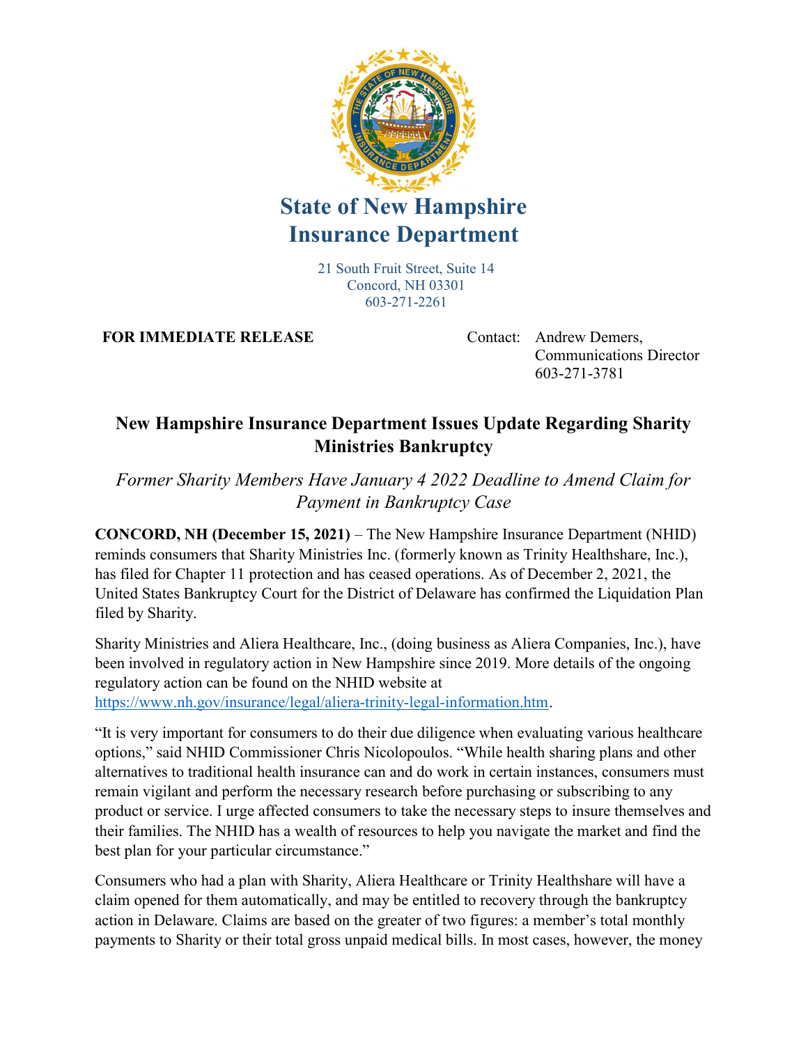# State of New Hampshire Insurance Department

21 South Fruit Street, Suite 14
Concord, NH 03301
603-271-2261

**FOR IMMEDIATE RELEASE**

Contact: Andrew Demers,
Communications Director
603-271-3781

## New Hampshire Insurance Department Issues Update Regarding Sharity Ministries Bankruptcy

*Former Sharity Members Have January 4 2022 Deadline to Amend Claim for Payment in Bankruptcy Case*

**CONCORD, NH (December 15, 2021)** – The New Hampshire Insurance Department (NHID) reminds consumers that Sharity Ministries Inc. (formerly known as Trinity Healthshare, Inc.), has filed for Chapter 11 protection and has ceased operations. As of December 2, 2021, the United States Bankruptcy Court for the District of Delaware has confirmed the Liquidation Plan filed by Sharity.

Sharity Ministries and Aliera Healthcare, Inc., (doing business as Aliera Companies, Inc.), have been involved in regulatory action in New Hampshire since 2019. More details of the ongoing regulatory action can be found on the NHID website at https://www.nh.gov/insurance/legal/aliera-trinity-legal-information.htm.

"It is very important for consumers to do their due diligence when evaluating various healthcare options," said NHID Commissioner Chris Nicolopoulos. "While health sharing plans and other alternatives to traditional health insurance can and do work in certain instances, consumers must remain vigilant and perform the necessary research before purchasing or subscribing to any product or service. I urge affected consumers to take the necessary steps to insure themselves and their families. The NHID has a wealth of resources to help you navigate the market and find the best plan for your particular circumstance."

Consumers who had a plan with Sharity, Aliera Healthcare or Trinity Healthshare will have a claim opened for them automatically, and may be entitled to recovery through the bankruptcy action in Delaware. Claims are based on the greater of two figures: a member's total monthly payments to Sharity or their total gross unpaid medical bills. In most cases, however, the money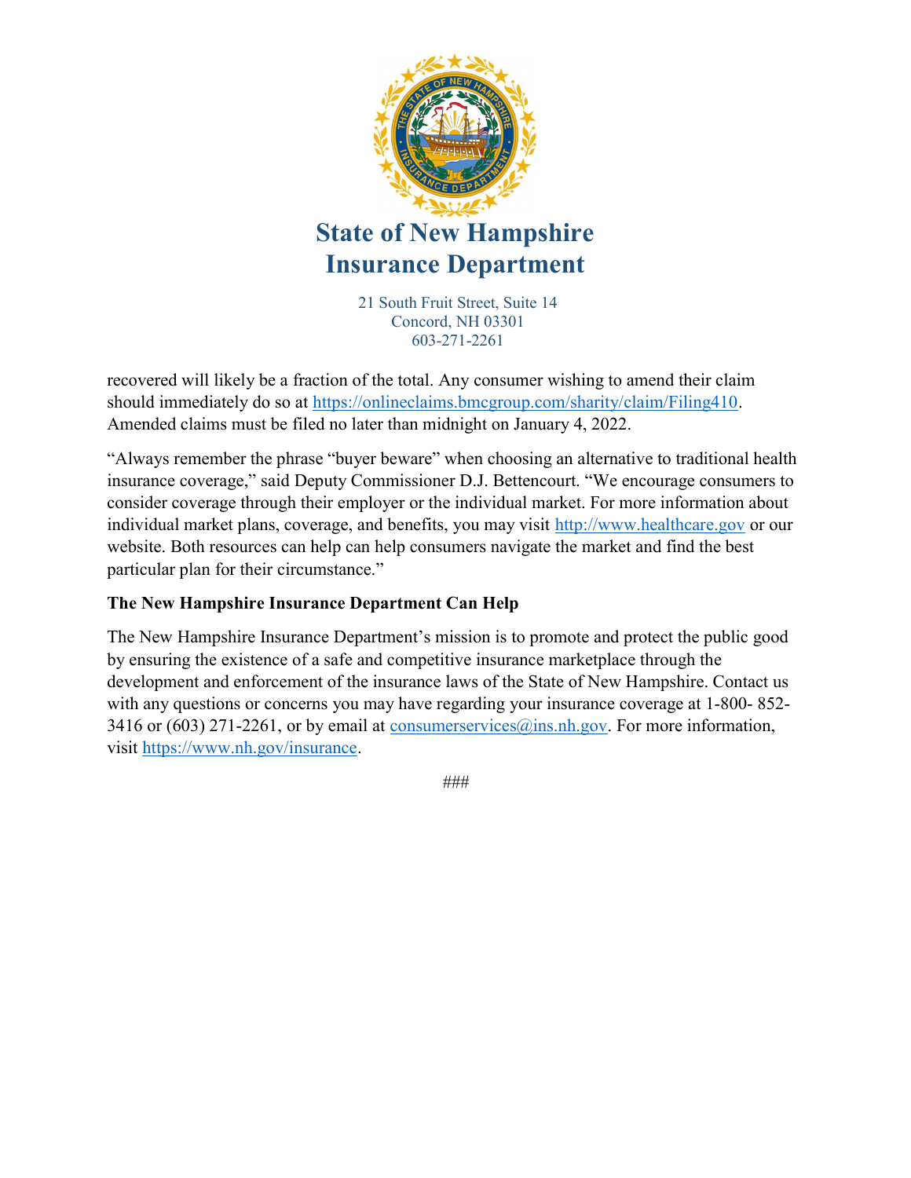# State of New Hampshire Insurance Department

21 South Fruit Street, Suite 14
Concord, NH 03301
603-271-2261

recovered will likely be a fraction of the total. Any consumer wishing to amend their claim should immediately do so at https://onlineclaims.bmcgroup.com/sharity/claim/Filing410. Amended claims must be filed no later than midnight on January 4, 2022.

"Always remember the phrase "buyer beware" when choosing an alternative to traditional health insurance coverage," said Deputy Commissioner D.J. Bettencourt. "We encourage consumers to consider coverage through their employer or the individual market. For more information about individual market plans, coverage, and benefits, you may visit http://www.healthcare.gov or our website. Both resources can help can help consumers navigate the market and find the best particular plan for their circumstance."

**The New Hampshire Insurance Department Can Help**

The New Hampshire Insurance Department's mission is to promote and protect the public good by ensuring the existence of a safe and competitive insurance marketplace through the development and enforcement of the insurance laws of the State of New Hampshire. Contact us with any questions or concerns you may have regarding your insurance coverage at 1-800- 852-3416 or (603) 271-2261, or by email at consumerservices@ins.nh.gov. For more information, visit https://www.nh.gov/insurance.

###